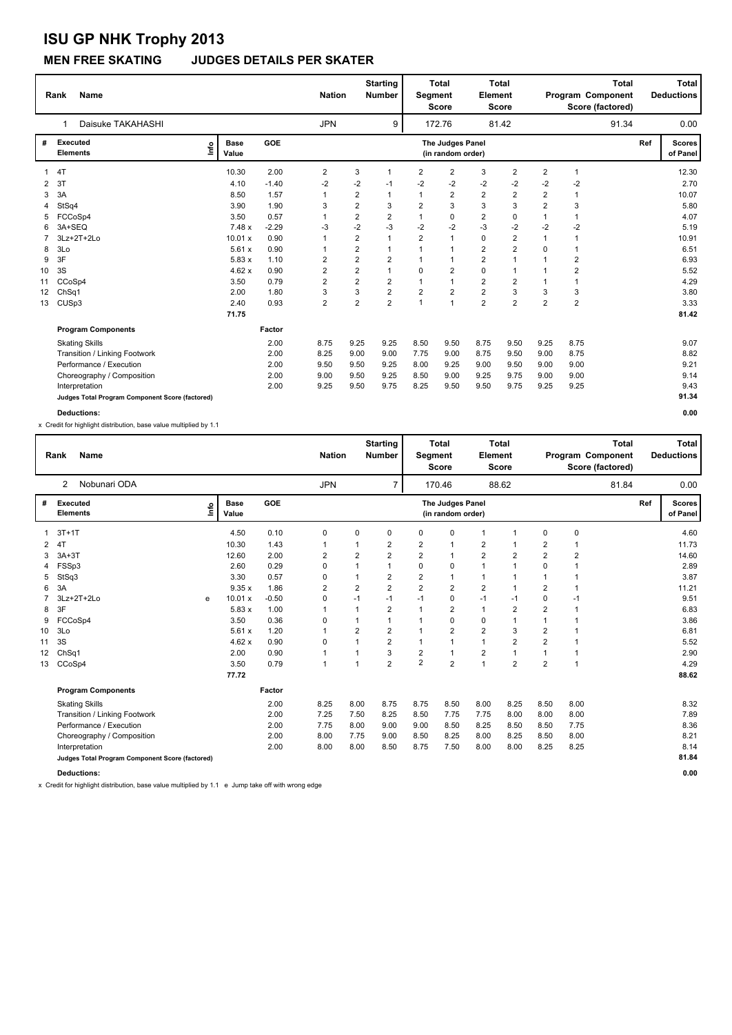# ISU GP NHK Trophy 2013

## MEN FREE SKATING JUDGES DETAILS PER SKATER

| Rank | Name | Nation | Starting Number | Total Segment Score | Total Element Score | Total Program Component Score (factored) | Total Deductions |
|---|---|---|---|---|---|---|---|
| 1 | Daisuke TAKAHASHI | JPN | 9 | 172.76 | 81.42 | 91.34 | 0.00 |

| # | Executed Elements | Info | Base Value | GOE | J1 | J2 | J3 | J4 | J5 | J6 | J7 | J8 | J9 | Ref | Scores of Panel |
|---|---|---|---|---|---|---|---|---|---|---|---|---|---|---|---|
| 1 | 4T | | 10.30 | 2.00 | 2 | 3 | 1 | 2 | 2 | 3 | 2 | 2 | 1 | | 12.30 |
| 2 | 3T | | 4.10 | -1.40 | -2 | -2 | -1 | -2 | -2 | -2 | -2 | -2 | -2 | | 2.70 |
| 3 | 3A | | 8.50 | 1.57 | 1 | 2 | 1 | 1 | 2 | 2 | 2 | 2 | 1 | | 10.07 |
| 4 | StSq4 | | 3.90 | 1.90 | 3 | 2 | 3 | 2 | 3 | 3 | 3 | 2 | 3 | | 5.80 |
| 5 | FCCoSp4 | | 3.50 | 0.57 | 1 | 2 | 2 | 1 | 0 | 2 | 0 | 1 | 1 | | 4.07 |
| 6 | 3A+SEQ | | 7.48 x | -2.29 | -3 | -2 | -3 | -2 | -2 | -3 | -2 | -2 | -2 | | 5.19 |
| 7 | 3Lz+2T+2Lo | | 10.01 x | 0.90 | 1 | 2 | 1 | 2 | 1 | 0 | 2 | 1 | 1 | | 10.91 |
| 8 | 3Lo | | 5.61 x | 0.90 | 1 | 2 | 1 | 1 | 1 | 2 | 2 | 0 | 1 | | 6.51 |
| 9 | 3F | | 5.83 x | 1.10 | 2 | 2 | 2 | 1 | 1 | 2 | 1 | 1 | 2 | | 6.93 |
| 10 | 3S | | 4.62 x | 0.90 | 2 | 2 | 1 | 0 | 2 | 0 | 1 | 1 | 2 | | 5.52 |
| 11 | CCoSp4 | | 3.50 | 0.79 | 2 | 2 | 2 | 1 | 1 | 2 | 2 | 1 | 1 | | 4.29 |
| 12 | ChSq1 | | 2.00 | 1.80 | 3 | 3 | 2 | 2 | 2 | 2 | 3 | 3 | 3 | | 3.80 |
| 13 | CUSp3 | | 2.40 | 0.93 | 2 | 2 | 2 | 1 | 1 | 2 | 2 | 2 | 2 | | 3.33 |
| | | | 71.75 | | | | | | | | | | | | 81.42 |

| Program Components | Factor | J1 | J2 | J3 | J4 | J5 | J6 | J7 | J8 | J9 | Scores of Panel |
|---|---|---|---|---|---|---|---|---|---|---|---|
| Skating Skills | 2.00 | 8.75 | 9.25 | 9.25 | 8.50 | 9.50 | 8.75 | 9.50 | 9.25 | 8.75 | 9.07 |
| Transition / Linking Footwork | 2.00 | 8.25 | 9.00 | 9.00 | 7.75 | 9.00 | 8.75 | 9.50 | 9.00 | 8.75 | 8.82 |
| Performance / Execution | 2.00 | 9.50 | 9.50 | 9.25 | 8.00 | 9.25 | 9.00 | 9.50 | 9.00 | 9.00 | 9.21 |
| Choreography / Composition | 2.00 | 9.00 | 9.50 | 9.25 | 8.50 | 9.00 | 9.25 | 9.75 | 9.00 | 9.00 | 9.14 |
| Interpretation | 2.00 | 9.25 | 9.50 | 9.75 | 8.25 | 9.50 | 9.50 | 9.75 | 9.25 | 9.25 | 9.43 |
| Judges Total Program Component Score (factored) | | | | | | | | | | | 91.34 |

**Deductions:** 0.00

x Credit for highlight distribution, base value multiplied by 1.1

| Rank | Name | Nation | Starting Number | Total Segment Score | Total Element Score | Total Program Component Score (factored) | Total Deductions |
|---|---|---|---|---|---|---|---|
| 2 | Nobunari ODA | JPN | 7 | 170.46 | 88.62 | 81.84 | 0.00 |

| # | Executed Elements | Info | Base Value | GOE | J1 | J2 | J3 | J4 | J5 | J6 | J7 | J8 | J9 | Ref | Scores of Panel |
|---|---|---|---|---|---|---|---|---|---|---|---|---|---|---|---|
| 1 | 3T+1T | | 4.50 | 0.10 | 0 | 0 | 0 | 0 | 0 | 1 | 1 | 0 | 0 | | 4.60 |
| 2 | 4T | | 10.30 | 1.43 | 1 | 1 | 2 | 2 | 1 | 2 | 1 | 2 | 1 | | 11.73 |
| 3 | 3A+3T | | 12.60 | 2.00 | 2 | 2 | 2 | 2 | 1 | 2 | 2 | 2 | 2 | | 14.60 |
| 4 | FSSp3 | | 2.60 | 0.29 | 0 | 1 | 1 | 0 | 0 | 1 | 1 | 0 | 1 | | 2.89 |
| 5 | StSq3 | | 3.30 | 0.57 | 0 | 1 | 2 | 2 | 1 | 1 | 1 | 1 | 1 | | 3.87 |
| 6 | 3A | | 9.35 x | 1.86 | 2 | 2 | 2 | 2 | 2 | 2 | 1 | 2 | 1 | | 11.21 |
| 7 | 3Lz+2T+2Lo | e | 10.01 x | -0.50 | 0 | -1 | -1 | -1 | 0 | -1 | -1 | 0 | -1 | | 9.51 |
| 8 | 3F | | 5.83 x | 1.00 | 1 | 1 | 2 | 1 | 2 | 1 | 2 | 2 | 1 | | 6.83 |
| 9 | FCCoSp4 | | 3.50 | 0.36 | 0 | 1 | 1 | 1 | 0 | 0 | 1 | 1 | 1 | | 3.86 |
| 10 | 3Lo | | 5.61 x | 1.20 | 1 | 2 | 2 | 1 | 2 | 2 | 3 | 2 | 1 | | 6.81 |
| 11 | 3S | | 4.62 x | 0.90 | 0 | 1 | 2 | 1 | 1 | 1 | 2 | 2 | 1 | | 5.52 |
| 12 | ChSq1 | | 2.00 | 0.90 | 1 | 1 | 3 | 2 | 1 | 2 | 1 | 1 | 1 | | 2.90 |
| 13 | CCoSp4 | | 3.50 | 0.79 | 1 | 1 | 2 | 2 | 2 | 1 | 2 | 2 | 1 | | 4.29 |
| | | | 77.72 | | | | | | | | | | | | 88.62 |

| Program Components | Factor | J1 | J2 | J3 | J4 | J5 | J6 | J7 | J8 | J9 | Scores of Panel |
|---|---|---|---|---|---|---|---|---|---|---|---|
| Skating Skills | 2.00 | 8.25 | 8.00 | 8.75 | 8.75 | 8.50 | 8.00 | 8.25 | 8.50 | 8.00 | 8.32 |
| Transition / Linking Footwork | 2.00 | 7.25 | 7.50 | 8.25 | 8.50 | 7.75 | 7.75 | 8.00 | 8.00 | 8.00 | 7.89 |
| Performance / Execution | 2.00 | 7.75 | 8.00 | 9.00 | 9.00 | 8.50 | 8.25 | 8.50 | 8.50 | 7.75 | 8.36 |
| Choreography / Composition | 2.00 | 8.00 | 7.75 | 9.00 | 8.50 | 8.25 | 8.00 | 8.25 | 8.50 | 8.00 | 8.21 |
| Interpretation | 2.00 | 8.00 | 8.00 | 8.50 | 8.75 | 7.50 | 8.00 | 8.00 | 8.25 | 8.25 | 8.14 |
| Judges Total Program Component Score (factored) | | | | | | | | | | | 81.84 |

**Deductions:** 0.00

x Credit for highlight distribution, base value multiplied by 1.1 e Jump take off with wrong edge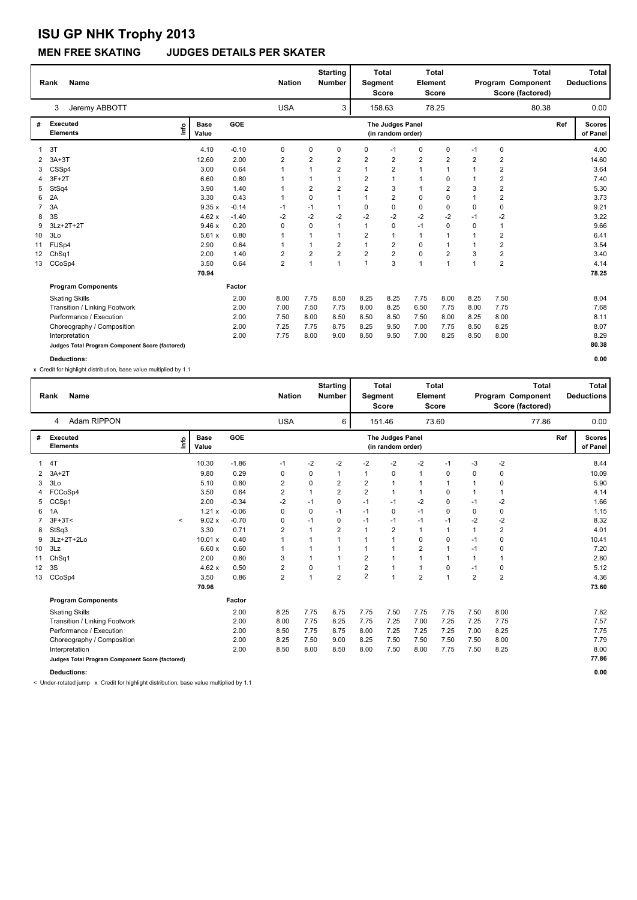# ISU GP NHK Trophy 2013

## MEN FREE SKATING JUDGES DETAILS PER SKATER

| Rank | Name | Nation | Starting Number | Total Segment Score | Total Element Score | Total Program Component Score (factored) | Total Deductions |
|---|---|---|---|---|---|---|---|
| 3 | Jeremy ABBOTT | USA | 3 | 158.63 | 78.25 | 80.38 | 0.00 |

| # | Executed Elements | Info | Base Value | | GOE | J1 | J2 | J3 | J4 | J5 | J6 | J7 | J8 | J9 | Ref | Scores of Panel |
|---|---|---|---|---|---|---|---|---|---|---|---|---|---|---|---|---|
| 1 | 3T | | 4.10 | | -0.10 | 0 | 0 | 0 | 0 | -1 | 0 | 0 | -1 | 0 | | 4.00 |
| 2 | 3A+3T | | 12.60 | | 2.00 | 2 | 2 | 2 | 2 | 2 | 2 | 2 | 2 | 2 | | 14.60 |
| 3 | CSSp4 | | 3.00 | | 0.64 | 1 | 1 | 2 | 1 | 2 | 1 | 1 | 1 | 2 | | 3.64 |
| 4 | 3F+2T | | 6.60 | | 0.80 | 1 | 1 | 1 | 2 | 1 | 1 | 0 | 1 | 2 | | 7.40 |
| 5 | StSq4 | | 3.90 | | 1.40 | 1 | 2 | 2 | 2 | 3 | 1 | 2 | 3 | 2 | | 5.30 |
| 6 | 2A | | 3.30 | | 0.43 | 1 | 0 | 1 | 1 | 2 | 0 | 0 | 1 | 2 | | 3.73 |
| 7 | 3A | | 9.35 | x | -0.14 | -1 | -1 | 1 | 0 | 0 | 0 | 0 | 0 | 0 | | 9.21 |
| 8 | 3S | | 4.62 | x | -1.40 | -2 | -2 | -2 | -2 | -2 | -2 | -2 | -1 | -2 | | 3.22 |
| 9 | 3Lz+2T+2T | | 9.46 | x | 0.20 | 0 | 0 | 1 | 1 | 0 | -1 | 0 | 0 | 1 | | 9.66 |
| 10 | 3Lo | | 5.61 | x | 0.80 | 1 | 1 | 1 | 2 | 1 | 1 | 1 | 1 | 2 | | 6.41 |
| 11 | FUSp4 | | 2.90 | | 0.64 | 1 | 1 | 2 | 1 | 2 | 0 | 1 | 1 | 2 | | 3.54 |
| 12 | ChSq1 | | 2.00 | | 1.40 | 2 | 2 | 2 | 2 | 2 | 0 | 2 | 3 | 2 | | 3.40 |
| 13 | CCoSp4 | | 3.50 | | 0.64 | 2 | 1 | 1 | 1 | 3 | 1 | 1 | 1 | 2 | | 4.14 |
| | | | 70.94 | | | | | | | | | | | | | 78.25 |
| | **Program Components** | | | | Factor | | | | | | | | | | | |
| | Skating Skills | | | | 2.00 | 8.00 | 7.75 | 8.50 | 8.25 | 8.25 | 7.75 | 8.00 | 8.25 | 7.50 | | 8.04 |
| | Transition / Linking Footwork | | | | 2.00 | 7.00 | 7.50 | 7.75 | 8.00 | 8.25 | 6.50 | 7.75 | 8.00 | 7.75 | | 7.68 |
| | Performance / Execution | | | | 2.00 | 7.50 | 8.00 | 8.50 | 8.50 | 8.50 | 7.50 | 8.00 | 8.25 | 8.00 | | 8.11 |
| | Choreography / Composition | | | | 2.00 | 7.25 | 7.75 | 8.75 | 8.25 | 9.50 | 7.00 | 7.75 | 8.50 | 8.25 | | 8.07 |
| | Interpretation | | | | 2.00 | 7.75 | 8.00 | 9.00 | 8.50 | 9.50 | 7.00 | 8.25 | 8.50 | 8.00 | | 8.29 |
| | **Judges Total Program Component Score (factored)** | | | | | | | | | | | | | | | 80.38 |
| | **Deductions:** | | | | | | | | | | | | | | | 0.00 |

x Credit for highlight distribution, base value multiplied by 1.1

| Rank | Name | Nation | Starting Number | Total Segment Score | Total Element Score | Total Program Component Score (factored) | Total Deductions |
|---|---|---|---|---|---|---|---|
| 4 | Adam RIPPON | USA | 6 | 151.46 | 73.60 | 77.86 | 0.00 |

| # | Executed Elements | Info | Base Value | | GOE | J1 | J2 | J3 | J4 | J5 | J6 | J7 | J8 | J9 | Ref | Scores of Panel |
|---|---|---|---|---|---|---|---|---|---|---|---|---|---|---|---|---|
| 1 | 4T | | 10.30 | | -1.86 | -1 | -2 | -2 | -2 | -2 | -2 | -1 | -3 | -2 | | 8.44 |
| 2 | 3A+2T | | 9.80 | | 0.29 | 0 | 0 | 1 | 1 | 0 | 1 | 0 | 0 | 0 | | 10.09 |
| 3 | 3Lo | | 5.10 | | 0.80 | 2 | 0 | 2 | 2 | 1 | 1 | 1 | 1 | 0 | | 5.90 |
| 4 | FCCoSp4 | | 3.50 | | 0.64 | 2 | 1 | 2 | 2 | 1 | 1 | 0 | 1 | 1 | | 4.14 |
| 5 | CCSp1 | | 2.00 | | -0.34 | -2 | -1 | 0 | -1 | -1 | -2 | 0 | -1 | -2 | | 1.66 |
| 6 | 1A | | 1.21 | x | -0.06 | 0 | 0 | -1 | -1 | 0 | -1 | 0 | 0 | 0 | | 1.15 |
| 7 | 3F+3T< | < | 9.02 | x | -0.70 | 0 | -1 | 0 | -1 | -1 | -1 | -1 | -2 | -2 | | 8.32 |
| 8 | StSq3 | | 3.30 | | 0.71 | 2 | 1 | 2 | 1 | 2 | 1 | 1 | 1 | 2 | | 4.01 |
| 9 | 3Lz+2T+2Lo | | 10.01 | x | 0.40 | 1 | 1 | 1 | 1 | 1 | 0 | 0 | -1 | 0 | | 10.41 |
| 10 | 3Lz | | 6.60 | x | 0.60 | 1 | 1 | 1 | 1 | 1 | 2 | 1 | -1 | 0 | | 7.20 |
| 11 | ChSq1 | | 2.00 | | 0.80 | 3 | 1 | 1 | 2 | 1 | 1 | 1 | 1 | 1 | | 2.80 |
| 12 | 3S | | 4.62 | x | 0.50 | 2 | 0 | 1 | 2 | 1 | 1 | 0 | -1 | 0 | | 5.12 |
| 13 | CCoSp4 | | 3.50 | | 0.86 | 2 | 1 | 2 | 2 | 1 | 2 | 1 | 2 | 2 | | 4.36 |
| | | | 70.96 | | | | | | | | | | | | | 73.60 |
| | **Program Components** | | | | Factor | | | | | | | | | | | |
| | Skating Skills | | | | 2.00 | 8.25 | 7.75 | 8.75 | 7.75 | 7.50 | 7.75 | 7.75 | 7.50 | 8.00 | | 7.82 |
| | Transition / Linking Footwork | | | | 2.00 | 8.00 | 7.75 | 8.25 | 7.75 | 7.25 | 7.00 | 7.25 | 7.25 | 7.75 | | 7.57 |
| | Performance / Execution | | | | 2.00 | 8.50 | 7.75 | 8.75 | 8.00 | 7.25 | 7.25 | 7.25 | 7.00 | 8.25 | | 7.75 |
| | Choreography / Composition | | | | 2.00 | 8.25 | 7.50 | 9.00 | 8.25 | 7.50 | 7.50 | 7.50 | 7.50 | 8.00 | | 7.79 |
| | Interpretation | | | | 2.00 | 8.50 | 8.00 | 8.50 | 8.00 | 7.50 | 8.00 | 7.75 | 7.50 | 8.25 | | 8.00 |
| | **Judges Total Program Component Score (factored)** | | | | | | | | | | | | | | | 77.86 |
| | **Deductions:** | | | | | | | | | | | | | | | 0.00 |

< Under-rotated jump x Credit for highlight distribution, base value multiplied by 1.1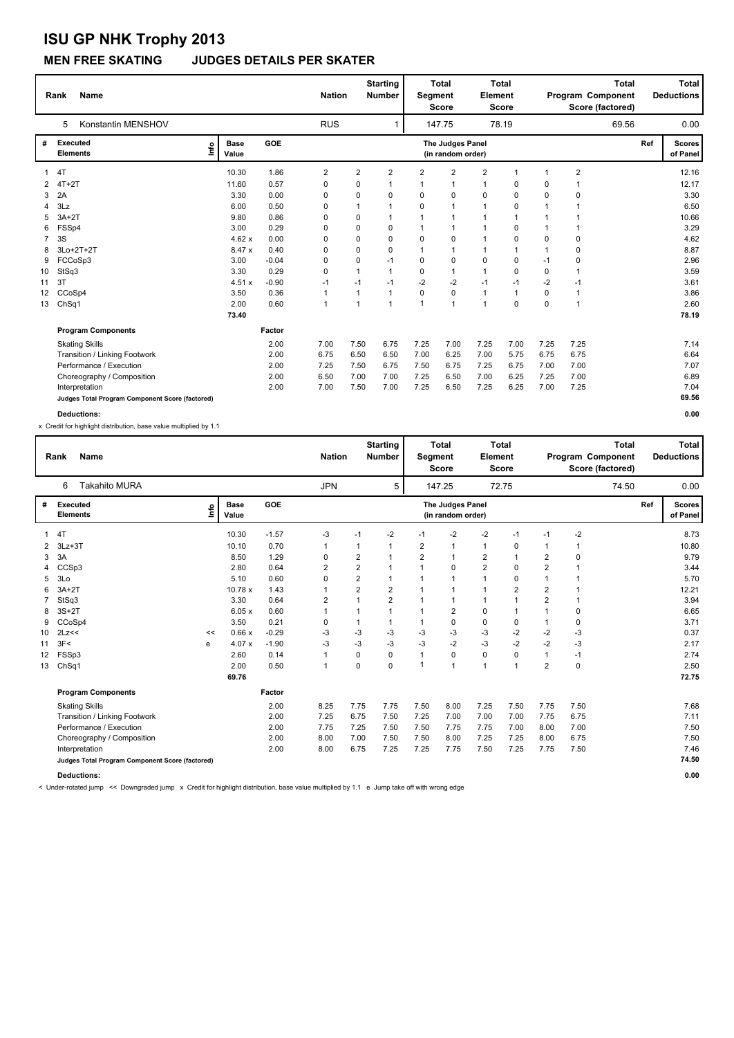# ISU GP NHK Trophy 2013

## MEN FREE SKATING JUDGES DETAILS PER SKATER

| Rank | Name | Nation | Starting Number | Total Segment Score | Total Element Score | Total Program Component Score (factored) | Total Deductions |
|---|---|---|---|---|---|---|---|
| 5 | Konstantin MENSHOV | RUS | 1 | 147.75 | 78.19 | 69.56 | 0.00 |

| # | Executed Elements | Info | Base Value | GOE | J1 | J2 | J3 | J4 | J5 | J6 | J7 | J8 | J9 | Ref | Scores of Panel |
|---|---|---|---|---|---|---|---|---|---|---|---|---|---|---|---|
| 1 | 4T | | 10.30 | 1.86 | 2 | 2 | 2 | 2 | 2 | 2 | 1 | 1 | 2 | | 12.16 |
| 2 | 4T+2T | | 11.60 | 0.57 | 0 | 0 | 1 | 1 | 1 | 1 | 0 | 0 | 1 | | 12.17 |
| 3 | 2A | | 3.30 | 0.00 | 0 | 0 | 0 | 0 | 0 | 0 | 0 | 0 | 0 | | 3.30 |
| 4 | 3Lz | | 6.00 | 0.50 | 0 | 1 | 1 | 0 | 1 | 1 | 0 | 1 | 1 | | 6.50 |
| 5 | 3A+2T | | 9.80 | 0.86 | 0 | 0 | 1 | 1 | 1 | 1 | 1 | 1 | 1 | | 10.66 |
| 6 | FSSp4 | | 3.00 | 0.29 | 0 | 0 | 0 | 1 | 1 | 1 | 0 | 1 | 1 | | 3.29 |
| 7 | 3S | | 4.62 x | 0.00 | 0 | 0 | 0 | 0 | 0 | 1 | 0 | 0 | 0 | | 4.62 |
| 8 | 3Lo+2T+2T | | 8.47 x | 0.40 | 0 | 0 | 0 | 1 | 1 | 1 | 1 | 1 | 0 | | 8.87 |
| 9 | FCCoSp3 | | 3.00 | -0.04 | 0 | 0 | -1 | 0 | 0 | 0 | 0 | -1 | 0 | | 2.96 |
| 10 | StSq3 | | 3.30 | 0.29 | 0 | 1 | 1 | 0 | 1 | 1 | 0 | 0 | 1 | | 3.59 |
| 11 | 3T | | 4.51 x | -0.90 | -1 | -1 | -1 | -2 | -2 | -1 | -1 | -2 | -1 | | 3.61 |
| 12 | CCoSp4 | | 3.50 | 0.36 | 1 | 1 | 1 | 0 | 0 | 1 | 1 | 0 | 1 | | 3.86 |
| 13 | ChSq1 | | 2.00 | 0.60 | 1 | 1 | 1 | 1 | 1 | 1 | 0 | 0 | 1 | | 2.60 |
| | | | 73.40 | | | | | | | | | | | | 78.19 |

| Program Components | Factor | J1 | J2 | J3 | J4 | J5 | J6 | J7 | J8 | J9 | Scores of Panel |
|---|---|---|---|---|---|---|---|---|---|---|---|
| Skating Skills | 2.00 | 7.00 | 7.50 | 6.75 | 7.25 | 7.00 | 7.25 | 7.00 | 7.25 | 7.25 | 7.14 |
| Transition / Linking Footwork | 2.00 | 6.75 | 6.50 | 6.50 | 7.00 | 6.25 | 7.00 | 5.75 | 6.75 | 6.75 | 6.64 |
| Performance / Execution | 2.00 | 7.25 | 7.50 | 6.75 | 7.50 | 6.75 | 7.25 | 6.75 | 7.00 | 7.00 | 7.07 |
| Choreography / Composition | 2.00 | 6.50 | 7.00 | 7.00 | 7.25 | 6.50 | 7.00 | 6.25 | 7.25 | 7.00 | 6.89 |
| Interpretation | 2.00 | 7.00 | 7.50 | 7.00 | 7.25 | 6.50 | 7.25 | 6.25 | 7.00 | 7.25 | 7.04 |
| Judges Total Program Component Score (factored) | | | | | | | | | | | 69.56 |

**Deductions:** 0.00

x Credit for highlight distribution, base value multiplied by 1.1

| Rank | Name | Nation | Starting Number | Total Segment Score | Total Element Score | Total Program Component Score (factored) | Total Deductions |
|---|---|---|---|---|---|---|---|
| 6 | Takahito MURA | JPN | 5 | 147.25 | 72.75 | 74.50 | 0.00 |

| # | Executed Elements | Info | Base Value | GOE | J1 | J2 | J3 | J4 | J5 | J6 | J7 | J8 | J9 | Ref | Scores of Panel |
|---|---|---|---|---|---|---|---|---|---|---|---|---|---|---|---|
| 1 | 4T | | 10.30 | -1.57 | -3 | -1 | -2 | -1 | -2 | -2 | -1 | -1 | -2 | | 8.73 |
| 2 | 3Lz+3T | | 10.10 | 0.70 | 1 | 1 | 1 | 2 | 1 | 1 | 0 | 1 | 1 | | 10.80 |
| 3 | 3A | | 8.50 | 1.29 | 0 | 2 | 1 | 2 | 1 | 2 | 1 | 2 | 0 | | 9.79 |
| 4 | CCSp3 | | 2.80 | 0.64 | 2 | 2 | 1 | 1 | 0 | 2 | 0 | 2 | 1 | | 3.44 |
| 5 | 3Lo | | 5.10 | 0.60 | 0 | 2 | 1 | 1 | 1 | 1 | 0 | 1 | 1 | | 5.70 |
| 6 | 3A+2T | | 10.78 x | 1.43 | 1 | 2 | 2 | 1 | 1 | 1 | 2 | 2 | 1 | | 12.21 |
| 7 | StSq3 | | 3.30 | 0.64 | 2 | 1 | 2 | 1 | 1 | 1 | 1 | 2 | 1 | | 3.94 |
| 8 | 3S+2T | | 6.05 x | 0.60 | 1 | 1 | 1 | 1 | 2 | 0 | 1 | 1 | 0 | | 6.65 |
| 9 | CCoSp4 | | 3.50 | 0.21 | 0 | 1 | 1 | 1 | 0 | 0 | 0 | 1 | 0 | | 3.71 |
| 10 | 2Lz<< | << | 0.66 x | -0.29 | -3 | -3 | -3 | -3 | -3 | -3 | -2 | -2 | -3 | | 0.37 |
| 11 | 3F< | e | 4.07 x | -1.90 | -3 | -3 | -3 | -3 | -2 | -3 | -2 | -2 | -3 | | 2.17 |
| 12 | FSSp3 | | 2.60 | 0.14 | 1 | 0 | 0 | 1 | 0 | 0 | 0 | 1 | -1 | | 2.74 |
| 13 | ChSq1 | | 2.00 | 0.50 | 1 | 0 | 0 | 1 | 1 | 1 | 1 | 2 | 0 | | 2.50 |
| | | | 69.76 | | | | | | | | | | | | 72.75 |

| Program Components | Factor | J1 | J2 | J3 | J4 | J5 | J6 | J7 | J8 | J9 | Scores of Panel |
|---|---|---|---|---|---|---|---|---|---|---|---|
| Skating Skills | 2.00 | 8.25 | 7.75 | 7.75 | 7.50 | 8.00 | 7.25 | 7.50 | 7.75 | 7.50 | 7.68 |
| Transition / Linking Footwork | 2.00 | 7.25 | 6.75 | 7.50 | 7.25 | 7.00 | 7.00 | 7.00 | 7.75 | 6.75 | 7.11 |
| Performance / Execution | 2.00 | 7.75 | 7.25 | 7.50 | 7.50 | 7.75 | 7.75 | 7.00 | 8.00 | 7.00 | 7.50 |
| Choreography / Composition | 2.00 | 8.00 | 7.00 | 7.50 | 7.50 | 8.00 | 7.25 | 7.25 | 8.00 | 6.75 | 7.50 |
| Interpretation | 2.00 | 8.00 | 6.75 | 7.25 | 7.25 | 7.75 | 7.50 | 7.25 | 7.75 | 7.50 | 7.46 |
| Judges Total Program Component Score (factored) | | | | | | | | | | | 74.50 |

**Deductions:** 0.00

< Under-rotated jump << Downgraded jump x Credit for highlight distribution, base value multiplied by 1.1 e Jump take off with wrong edge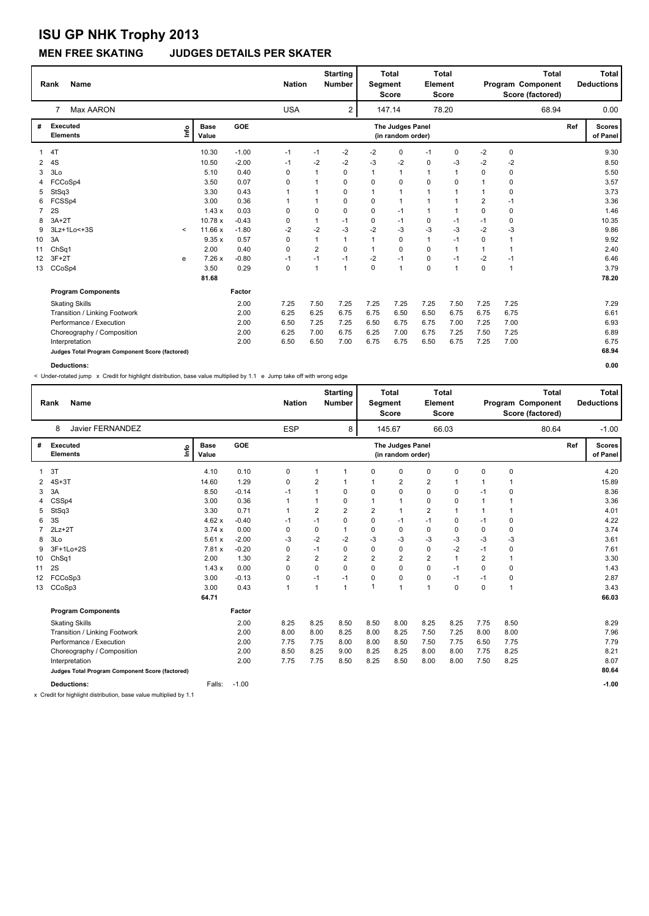# ISU GP NHK Trophy 2013

## MEN FREE SKATING JUDGES DETAILS PER SKATER

| Rank | Name | Nation | Starting Number | Total Segment Score | Total Element Score | Total Program Component Score (factored) | Total Deductions |
|---|---|---|---|---|---|---|---|
| 7 | Max AARON | USA | 2 | 147.14 | 78.20 | 68.94 | 0.00 |

| # | Executed Elements | Info | Base Value | GOE | J1 | J2 | J3 | J4 | J5 | J6 | J7 | J8 | J9 | Ref | Scores of Panel |
|---|---|---|---|---|---|---|---|---|---|---|---|---|---|---|---|
| 1 | 4T | | 10.30 | -1.00 | -1 | -1 | -2 | -2 | 0 | -1 | 0 | -2 | 0 | | 9.30 |
| 2 | 4S | | 10.50 | -2.00 | -1 | -2 | -2 | -3 | -2 | 0 | -3 | -2 | -2 | | 8.50 |
| 3 | 3Lo | | 5.10 | 0.40 | 0 | 1 | 0 | 1 | 1 | 1 | 1 | 0 | 0 | | 5.50 |
| 4 | FCCoSp4 | | 3.50 | 0.07 | 0 | 1 | 0 | 0 | 0 | 0 | 0 | 1 | 0 | | 3.57 |
| 5 | StSq3 | | 3.30 | 0.43 | 1 | 1 | 0 | 1 | 1 | 1 | 1 | 1 | 0 | | 3.73 |
| 6 | FCSSp4 | | 3.00 | 0.36 | 1 | 1 | 0 | 0 | 1 | 1 | 1 | 2 | -1 | | 3.36 |
| 7 | 2S | | 1.43 x | 0.03 | 0 | 0 | 0 | 0 | -1 | 1 | 1 | 0 | 0 | | 1.46 |
| 8 | 3A+2T | | 10.78 x | -0.43 | 0 | 1 | -1 | 0 | -1 | 0 | -1 | -1 | 0 | | 10.35 |
| 9 | 3Lz+1Lo<+3S | < | 11.66 x | -1.80 | -2 | -2 | -3 | -2 | -3 | -3 | -3 | -2 | -3 | | 9.86 |
| 10 | 3A | | 9.35 x | 0.57 | 0 | 1 | 1 | 1 | 0 | 1 | -1 | 0 | 1 | | 9.92 |
| 11 | ChSq1 | | 2.00 | 0.40 | 0 | 2 | 0 | 1 | 0 | 0 | 1 | 1 | 1 | | 2.40 |
| 12 | 3F+2T | e | 7.26 x | -0.80 | -1 | -1 | -1 | -2 | -1 | 0 | -1 | -2 | -1 | | 6.46 |
| 13 | CCoSp4 | | 3.50 | 0.29 | 0 | 1 | 1 | 0 | 1 | 0 | 1 | 0 | 1 | | 3.79 |
| | | | 81.68 | | | | | | | | | | | | 78.20 |

| Program Components | Factor | J1 | J2 | J3 | J4 | J5 | J6 | J7 | J8 | J9 | Scores |
|---|---|---|---|---|---|---|---|---|---|---|---|
| Skating Skills | 2.00 | 7.25 | 7.50 | 7.25 | 7.25 | 7.25 | 7.25 | 7.50 | 7.25 | 7.25 | 7.29 |
| Transition / Linking Footwork | 2.00 | 6.25 | 6.25 | 6.75 | 6.75 | 6.50 | 6.50 | 6.75 | 6.75 | 6.75 | 6.61 |
| Performance / Execution | 2.00 | 6.50 | 7.25 | 7.25 | 6.50 | 6.75 | 6.75 | 7.00 | 7.25 | 7.00 | 6.93 |
| Choreography / Composition | 2.00 | 6.25 | 7.00 | 6.75 | 6.25 | 7.00 | 6.75 | 7.25 | 7.50 | 7.25 | 6.89 |
| Interpretation | 2.00 | 6.50 | 6.50 | 7.00 | 6.75 | 6.75 | 6.50 | 6.75 | 7.25 | 7.00 | 6.75 |
| Judges Total Program Component Score (factored) | | | | | | | | | | | 68.94 |

**Deductions:** 0.00

< Under-rotated jump x Credit for highlight distribution, base value multiplied by 1.1 e Jump take off with wrong edge

| Rank | Name | Nation | Starting Number | Total Segment Score | Total Element Score | Total Program Component Score (factored) | Total Deductions |
|---|---|---|---|---|---|---|---|
| 8 | Javier FERNANDEZ | ESP | 8 | 145.67 | 66.03 | 80.64 | -1.00 |

| # | Executed Elements | Info | Base Value | GOE | J1 | J2 | J3 | J4 | J5 | J6 | J7 | J8 | J9 | Ref | Scores of Panel |
|---|---|---|---|---|---|---|---|---|---|---|---|---|---|---|---|
| 1 | 3T | | 4.10 | 0.10 | 0 | 1 | 1 | 0 | 0 | 0 | 0 | 0 | 0 | | 4.20 |
| 2 | 4S+3T | | 14.60 | 1.29 | 0 | 2 | 1 | 1 | 2 | 2 | 1 | 1 | 1 | | 15.89 |
| 3 | 3A | | 8.50 | -0.14 | -1 | 1 | 0 | 0 | 0 | 0 | 0 | -1 | 0 | | 8.36 |
| 4 | CSSp4 | | 3.00 | 0.36 | 1 | 1 | 0 | 1 | 1 | 0 | 0 | 1 | 1 | | 3.36 |
| 5 | StSq3 | | 3.30 | 0.71 | 1 | 2 | 2 | 2 | 1 | 2 | 1 | 1 | 1 | | 4.01 |
| 6 | 3S | | 4.62 x | -0.40 | -1 | -1 | 0 | 0 | -1 | -1 | 0 | -1 | 0 | | 4.22 |
| 7 | 2Lz+2T | | 3.74 x | 0.00 | 0 | 0 | 1 | 0 | 0 | 0 | 0 | 0 | 0 | | 3.74 |
| 8 | 3Lo | | 5.61 x | -2.00 | -3 | -2 | -2 | -3 | -3 | -3 | -3 | -3 | -3 | | 3.61 |
| 9 | 3F+1Lo+2S | | 7.81 x | -0.20 | 0 | -1 | 0 | 0 | 0 | 0 | -2 | -1 | 0 | | 7.61 |
| 10 | ChSq1 | | 2.00 | 1.30 | 2 | 2 | 2 | 2 | 2 | 2 | 1 | 2 | 1 | | 3.30 |
| 11 | 2S | | 1.43 x | 0.00 | 0 | 0 | 0 | 0 | 0 | 0 | -1 | 0 | 0 | | 1.43 |
| 12 | FCCoSp3 | | 3.00 | -0.13 | 0 | -1 | -1 | 0 | 0 | 0 | -1 | -1 | 0 | | 2.87 |
| 13 | CCoSp3 | | 3.00 | 0.43 | 1 | 1 | 1 | 1 | 1 | 1 | 0 | 0 | 1 | | 3.43 |
| | | | 64.71 | | | | | | | | | | | | 66.03 |

| Program Components | Factor | J1 | J2 | J3 | J4 | J5 | J6 | J7 | J8 | J9 | Scores |
|---|---|---|---|---|---|---|---|---|---|---|---|
| Skating Skills | 2.00 | 8.25 | 8.25 | 8.50 | 8.50 | 8.00 | 8.25 | 8.25 | 7.75 | 8.50 | 8.29 |
| Transition / Linking Footwork | 2.00 | 8.00 | 8.00 | 8.25 | 8.00 | 8.25 | 7.50 | 7.25 | 8.00 | 8.00 | 7.96 |
| Performance / Execution | 2.00 | 7.75 | 7.75 | 8.00 | 8.00 | 8.50 | 7.50 | 7.75 | 6.50 | 7.75 | 7.79 |
| Choreography / Composition | 2.00 | 8.50 | 8.25 | 9.00 | 8.25 | 8.25 | 8.00 | 8.00 | 7.75 | 8.25 | 8.21 |
| Interpretation | 2.00 | 7.75 | 7.75 | 8.50 | 8.25 | 8.50 | 8.00 | 8.00 | 7.50 | 8.25 | 8.07 |
| Judges Total Program Component Score (factored) | | | | | | | | | | | 80.64 |

**Deductions:** Falls: -1.00 -1.00

x Credit for highlight distribution, base value multiplied by 1.1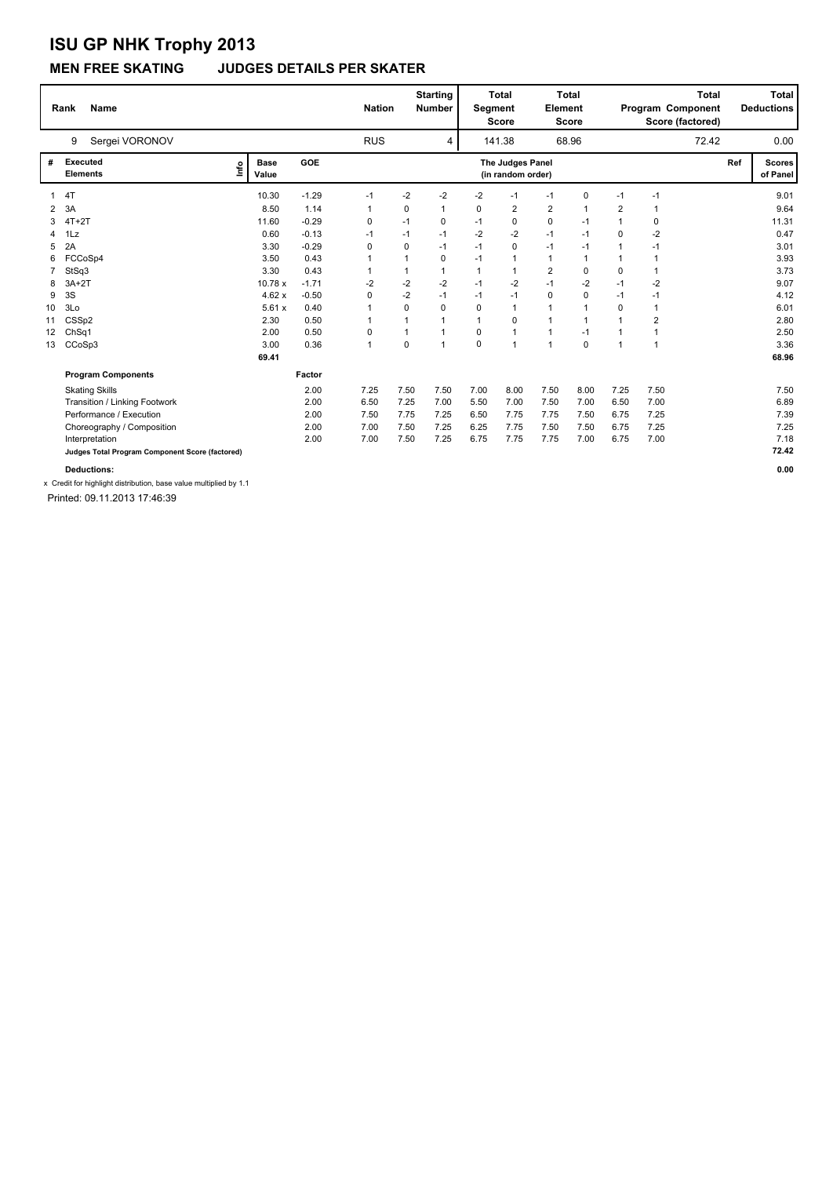# ISU GP NHK Trophy 2013

## MEN FREE SKATING JUDGES DETAILS PER SKATER

| Rank | Name | Nation | Starting Number | Total Segment Score | Total Element Score | Total Program Component Score (factored) | Total Deductions |
|---|---|---|---|---|---|---|---|
| 9 | Sergei VORONOV | RUS | 4 | 141.38 | 68.96 | 72.42 | 0.00 |

| # | Executed Elements | Info | Base Value | GOE | The Judges Panel (in random order) | | | | | | | | | Ref | Scores of Panel |
|---|---|---|---|---|---|---|---|---|---|---|---|---|---|---|---|
| 1 | 4T | | 10.30 | -1.29 | -1 | -2 | -2 | -2 | -1 | -1 | 0 | -1 | -1 | | 9.01 |
| 2 | 3A | | 8.50 | 1.14 | 1 | 0 | 1 | 0 | 2 | 2 | 1 | 2 | 1 | | 9.64 |
| 3 | 4T+2T | | 11.60 | -0.29 | 0 | -1 | 0 | -1 | 0 | 0 | -1 | 1 | 0 | | 11.31 |
| 4 | 1Lz | | 0.60 | -0.13 | -1 | -1 | -1 | -2 | -2 | -1 | -1 | 0 | -2 | | 0.47 |
| 5 | 2A | | 3.30 | -0.29 | 0 | 0 | -1 | -1 | 0 | -1 | -1 | 1 | -1 | | 3.01 |
| 6 | FCCoSp4 | | 3.50 | 0.43 | 1 | 1 | 0 | -1 | 1 | 1 | 1 | 1 | 1 | | 3.93 |
| 7 | StSq3 | | 3.30 | 0.43 | 1 | 1 | 1 | 1 | 1 | 2 | 0 | 0 | 1 | | 3.73 |
| 8 | 3A+2T | | 10.78 x | -1.71 | -2 | -2 | -2 | -1 | -2 | -1 | -2 | -1 | -2 | | 9.07 |
| 9 | 3S | | 4.62 x | -0.50 | 0 | -2 | -1 | -1 | -1 | 0 | 0 | -1 | -1 | | 4.12 |
| 10 | 3Lo | | 5.61 x | 0.40 | 1 | 0 | 0 | 0 | 1 | 1 | 1 | 0 | 1 | | 6.01 |
| 11 | CSSp2 | | 2.30 | 0.50 | 1 | 1 | 1 | 1 | 0 | 1 | 1 | 1 | 2 | | 2.80 |
| 12 | ChSq1 | | 2.00 | 0.50 | 0 | 1 | 1 | 0 | 1 | 1 | -1 | 1 | 1 | | 2.50 |
| 13 | CCoSp3 | | 3.00 | 0.36 | 1 | 0 | 1 | 0 | 1 | 1 | 0 | 1 | 1 | | 3.36 |
| | | | 69.41 | | | | | | | | | | | | 68.96 |

| Program Components | Factor | | | | | | | | | | | Scores of Panel |
|---|---|---|---|---|---|---|---|---|---|---|---|---|
| Skating Skills | 2.00 | 7.25 | 7.50 | 7.50 | 7.00 | 8.00 | 7.50 | 8.00 | 7.25 | 7.50 | | 7.50 |
| Transition / Linking Footwork | 2.00 | 6.50 | 7.25 | 7.00 | 5.50 | 7.00 | 7.50 | 7.00 | 6.50 | 7.00 | | 6.89 |
| Performance / Execution | 2.00 | 7.50 | 7.75 | 7.25 | 6.50 | 7.75 | 7.75 | 7.50 | 6.75 | 7.25 | | 7.39 |
| Choreography / Composition | 2.00 | 7.00 | 7.50 | 7.25 | 6.25 | 7.75 | 7.50 | 7.50 | 6.75 | 7.25 | | 7.25 |
| Interpretation | 2.00 | 7.00 | 7.50 | 7.25 | 6.75 | 7.75 | 7.75 | 7.00 | 6.75 | 7.00 | | 7.18 |
| Judges Total Program Component Score (factored) | | | | | | | | | | | | 72.42 |

**Deductions:** 0.00

x Credit for highlight distribution, base value multiplied by 1.1

Printed: 09.11.2013 17:46:39